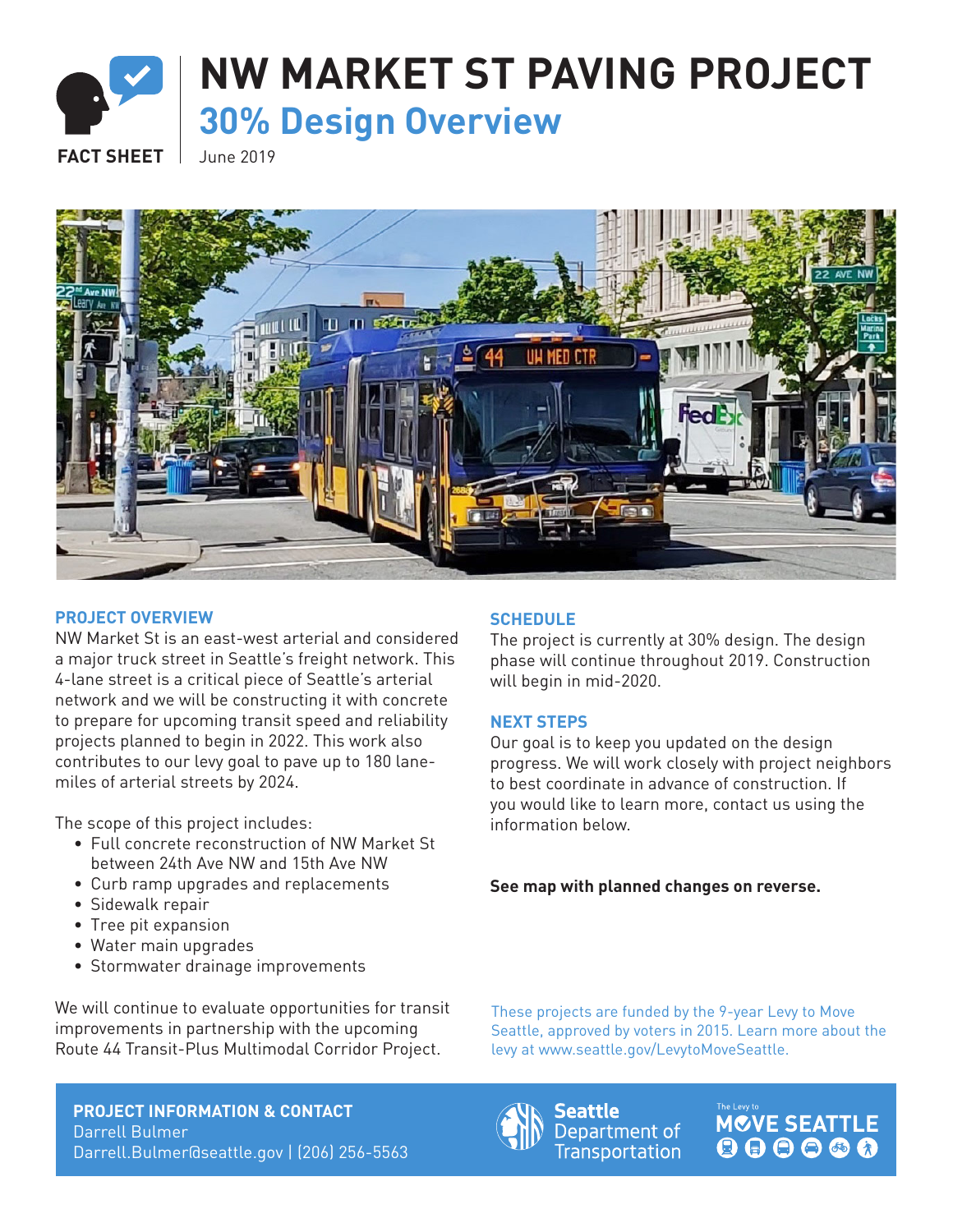# NW MARKET ST PAVING PROJECT

## 30% Design Overview

FACT SHEET

June 2019

### PROJECT OVERVIEW

NW Market St is an east-west arterial and considered a major truck street in Seattle's freight network. This 4-lane street is a critical piece of Seattle's arterial network and we will be constructing it with concrete to prepare for upcoming transit speed and reliability projects planned to begin in 2022. This work also contributes to our levy goal to pave up to 180 lane-miles of arterial streets by 2024.

The scope of this project includes:

- Full concrete reconstruction of NW Market St between 24th Ave NW and 15th Ave NW
- Curb ramp upgrades and replacements
- Sidewalk repair
- Tree pit expansion
- Water main upgrades
- Stormwater drainage improvements

We will continue to evaluate opportunities for transit improvements in partnership with the upcoming Route 44 Transit-Plus Multimodal Corridor Project.

### SCHEDULE

The project is currently at 30% design. The design phase will continue throughout 2019. Construction will begin in mid-2020.

### NEXT STEPS

Our goal is to keep you updated on the design progress. We will work closely with project neighbors to best coordinate in advance of construction. If you would like to learn more, contact us using the information below.

**See map with planned changes on reverse.**

These projects are funded by the 9-year Levy to Move Seattle, approved by voters in 2015. Learn more about the levy at www.seattle.gov/LevytoMoveSeattle.

**PROJECT INFORMATION & CONTACT**
Darrell Bulmer
Darrell.Bulmer@seattle.gov | (206) 256-5563

Seattle Department of Transportation

The Levy to MOVE SEATTLE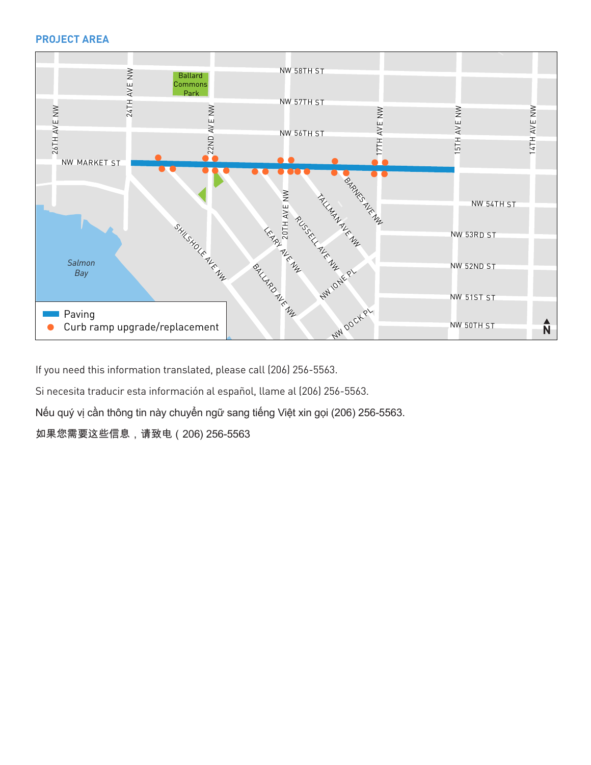## PROJECT AREA

NW 58TH ST
NW 57TH ST
NW 56TH ST
NW MARKET ST
NW 54TH ST
NW 53RD ST
NW 52ND ST
NW 51ST ST
NW 50TH ST
26TH AVE NW
24TH AVE NW
22ND AVE NW
20TH AVE NW
17TH AVE NW
15TH AVE NW
14TH AVE NW
SHILSHOLE AVE NW
BALLARD AVE NW
LEARY AVE NW
RUSSELL AVE NW
TALLMAN AVE NW
BARNES AVE NW
NW IONE PL
NW DOCK PL
Ballard Commons Park
Salmon Bay
N

Paving
Curb ramp upgrade/replacement

If you need this information translated, please call (206) 256-5563.

Si necesita traducir esta información al español, llame al (206) 256-5563.

Nếu quý vị cần thông tin này chuyển ngữ sang tiếng Việt xin gọi (206) 256-5563.

如果您需要这些信息，请致电 ( 206) 256-5563